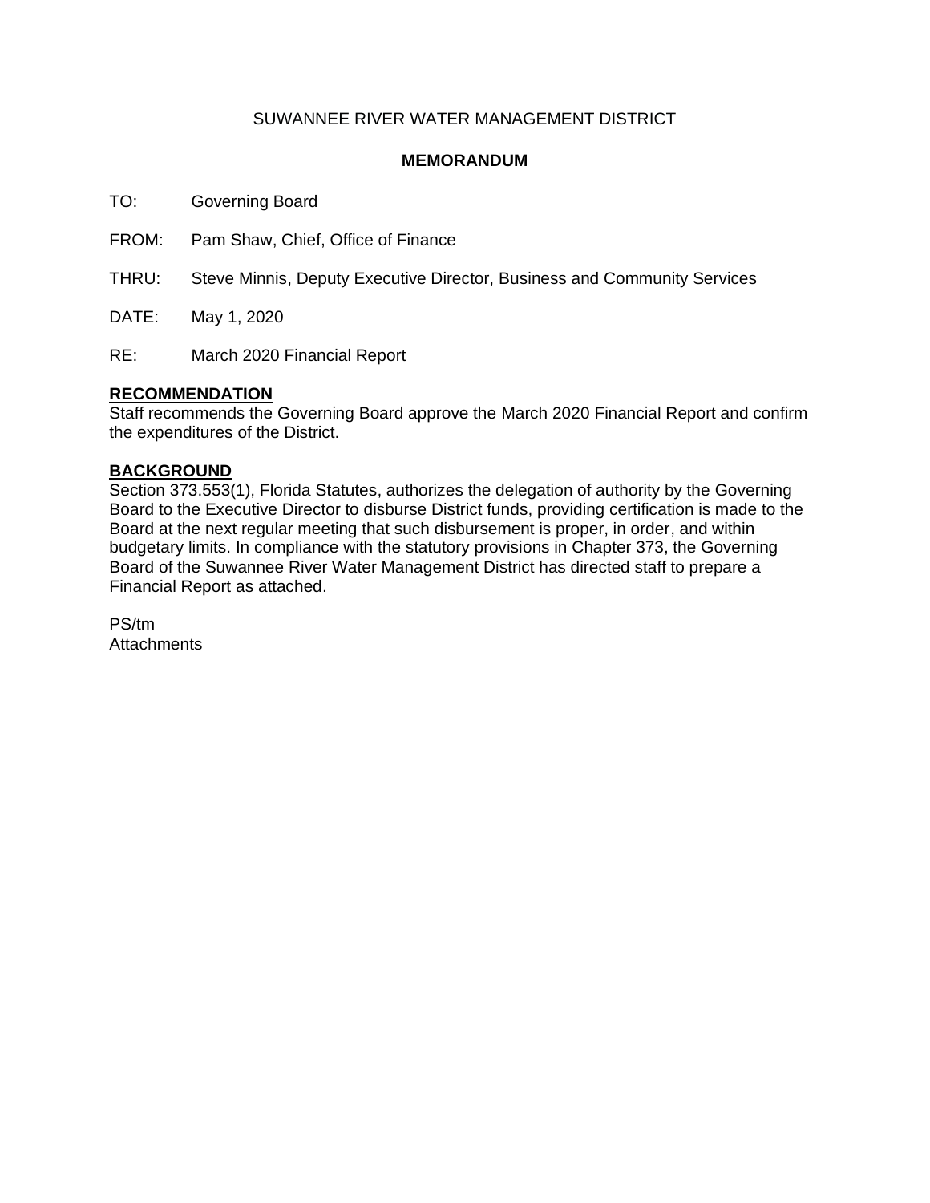SUWANNEE RIVER WATER MANAGEMENT DISTRICT

**MEMORANDUM**

TO: Governing Board

FROM: Pam Shaw, Chief, Office of Finance

THRU: Steve Minnis, Deputy Executive Director, Business and Community Services

DATE: May 1, 2020

RE: March 2020 Financial Report

## RECOMMENDATION

Staff recommends the Governing Board approve the March 2020 Financial Report and confirm the expenditures of the District.

## BACKGROUND

Section 373.553(1), Florida Statutes, authorizes the delegation of authority by the Governing Board to the Executive Director to disburse District funds, providing certification is made to the Board at the next regular meeting that such disbursement is proper, in order, and within budgetary limits. In compliance with the statutory provisions in Chapter 373, the Governing Board of the Suwannee River Water Management District has directed staff to prepare a Financial Report as attached.

PS/tm
Attachments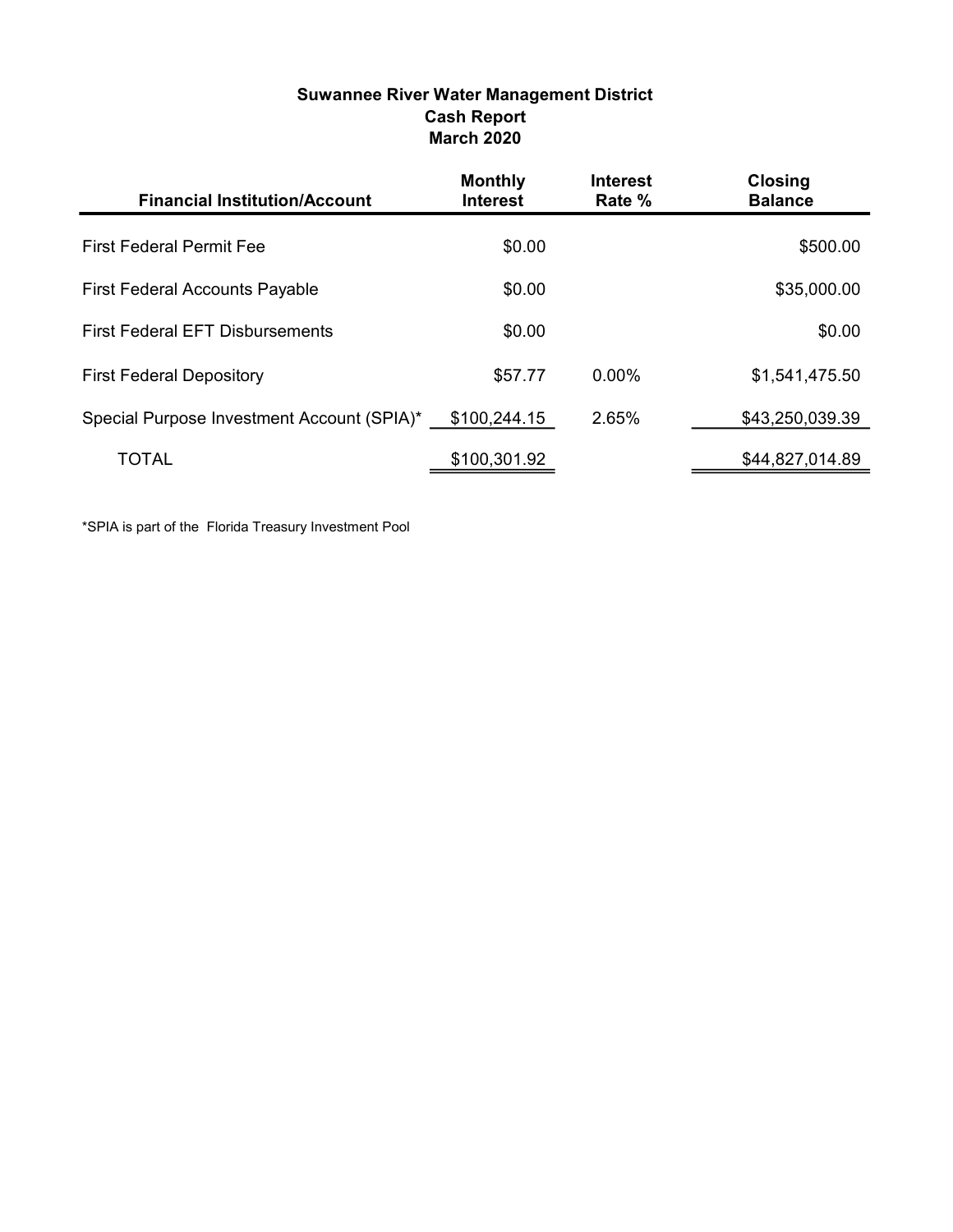## Suwannee River Water Management District
## Cash Report
## March 2020

| Financial Institution/Account | Monthly Interest | Interest Rate % | Closing Balance |
|---|---|---|---|
| First Federal Permit Fee | $0.00 | | $500.00 |
| First Federal Accounts Payable | $0.00 | | $35,000.00 |
| First Federal EFT Disbursements | $0.00 | | $0.00 |
| First Federal Depository | $57.77 | 0.00% | $1,541,475.50 |
| Special Purpose Investment Account (SPIA)* | $100,244.15 | 2.65% | $43,250,039.39 |
| TOTAL | $100,301.92 | | $44,827,014.89 |

*SPIA is part of the Florida Treasury Investment Pool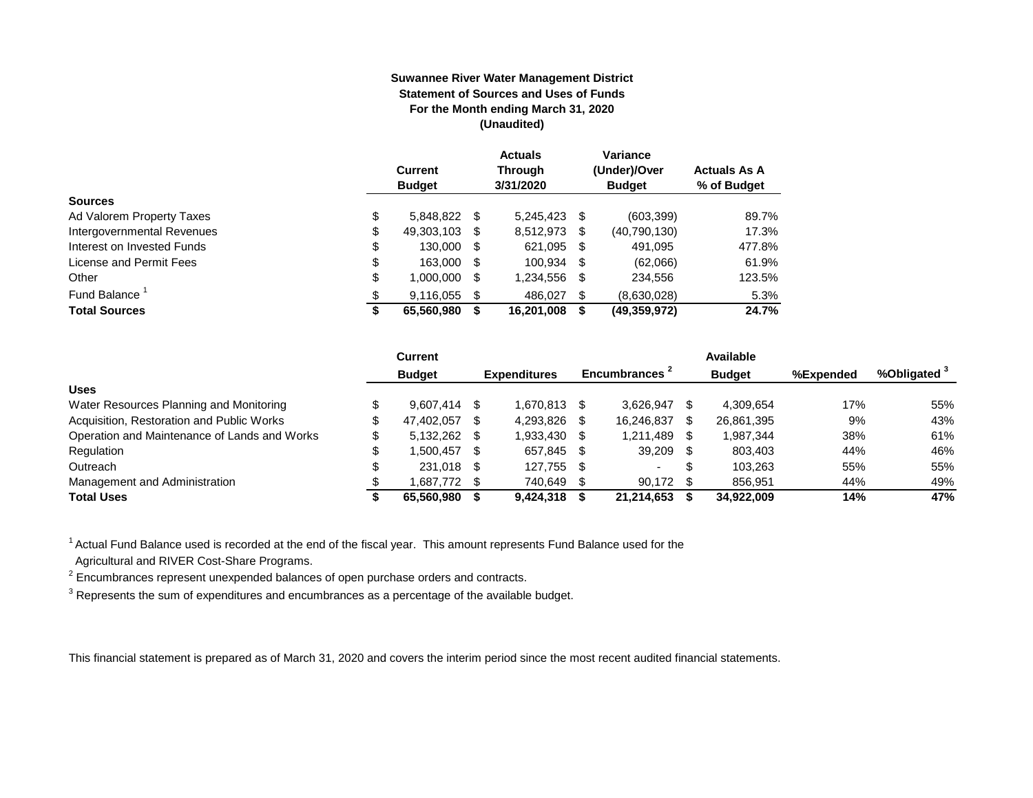**Suwannee River Water Management District**
**Statement of Sources and Uses of Funds**
**For the Month ending March 31, 2020**
**(Unaudited)**

| | Current Budget | Actuals Through 3/31/2020 | Variance (Under)/Over Budget | Actuals As A % of Budget |
|---|---|---|---|---|
| **Sources** | | | | |
| Ad Valorem Property Taxes | $ 5,848,822 | $ 5,245,423 | $ (603,399) | 89.7% |
| Intergovernmental Revenues | $ 49,303,103 | $ 8,512,973 | $ (40,790,130) | 17.3% |
| Interest on Invested Funds | $ 130,000 | $ 621,095 | $ 491,095 | 477.8% |
| License and Permit Fees | $ 163,000 | $ 100,934 | $ (62,066) | 61.9% |
| Other | $ 1,000,000 | $ 1,234,556 | $ 234,556 | 123.5% |
| Fund Balance [1] | $ 9,116,055 | $ 486,027 | $ (8,630,028) | 5.3% |
| **Total Sources** | **$ 65,560,980** | **$ 16,201,008** | **$ (49,359,972)** | **24.7%** |

| | Current Budget | Expenditures | Encumbrances [2] | Available Budget | %Expended | %Obligated [3] |
|---|---|---|---|---|---|---|
| **Uses** | | | | | | |
| Water Resources Planning and Monitoring | $ 9,607,414 | $ 1,670,813 | $ 3,626,947 | $ 4,309,654 | 17% | 55% |
| Acquisition, Restoration and Public Works | $ 47,402,057 | $ 4,293,826 | $ 16,246,837 | $ 26,861,395 | 9% | 43% |
| Operation and Maintenance of Lands and Works | $ 5,132,262 | $ 1,933,430 | $ 1,211,489 | $ 1,987,344 | 38% | 61% |
| Regulation | $ 1,500,457 | $ 657,845 | $ 39,209 | $ 803,403 | 44% | 46% |
| Outreach | $ 231,018 | $ 127,755 | $ - | $ 103,263 | 55% | 55% |
| Management and Administration | $ 1,687,772 | $ 740,649 | $ 90,172 | $ 856,951 | 44% | 49% |
| **Total Uses** | **$ 65,560,980** | **$ 9,424,318** | **$ 21,214,653** | **$ 34,922,009** | **14%** | **47%** |

[1] Actual Fund Balance used is recorded at the end of the fiscal year. This amount represents Fund Balance used for the Agricultural and RIVER Cost-Share Programs.

[2] Encumbrances represent unexpended balances of open purchase orders and contracts.

[3] Represents the sum of expenditures and encumbrances as a percentage of the available budget.

This financial statement is prepared as of March 31, 2020 and covers the interim period since the most recent audited financial statements.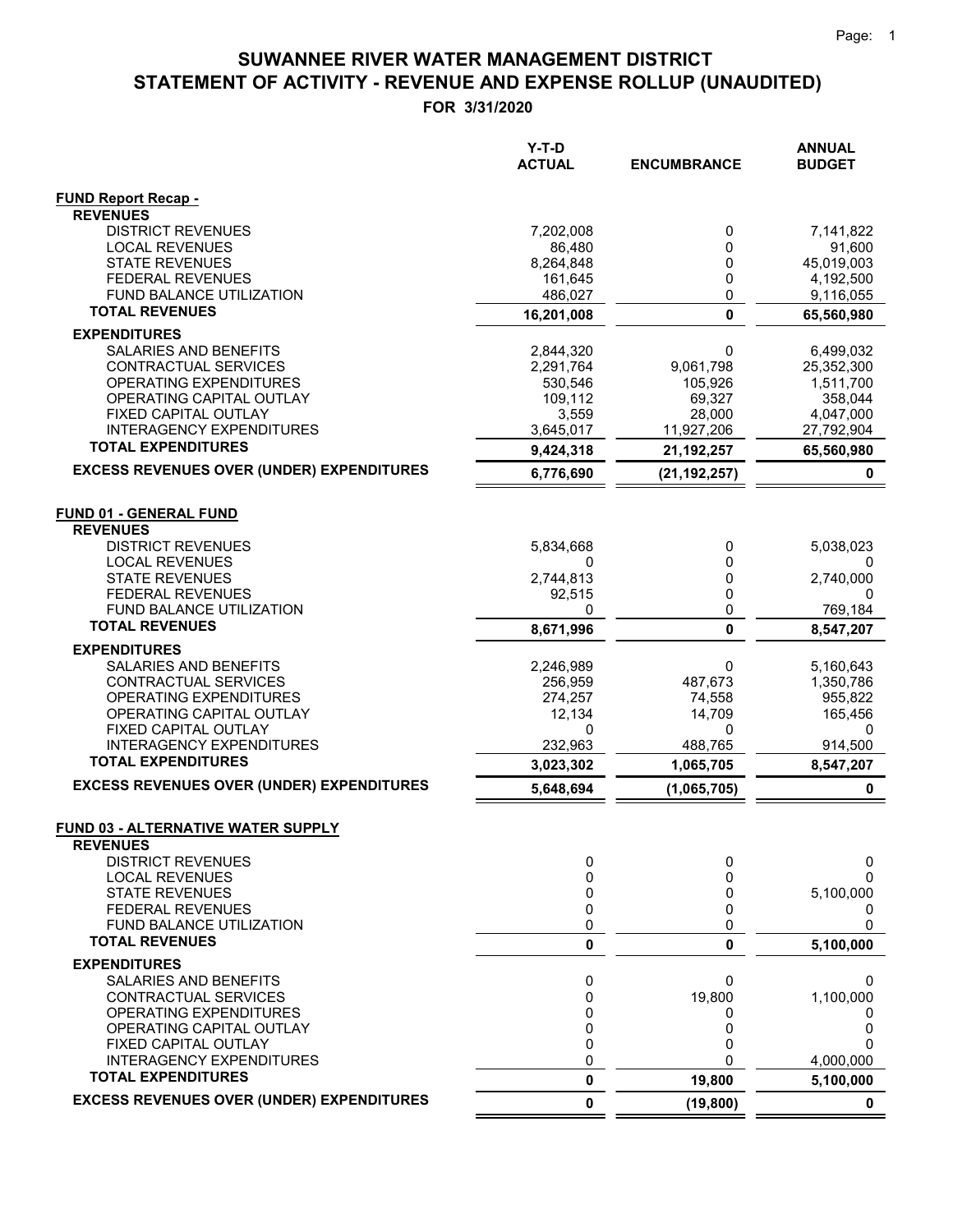# SUWANNEE RIVER WATER MANAGEMENT DISTRICT
## STATEMENT OF ACTIVITY - REVENUE AND EXPENSE ROLLUP (UNAUDITED)
### FOR 3/31/2020

| | Y-T-D ACTUAL | ENCUMBRANCE | ANNUAL BUDGET |
|---|---|---|---|
| **FUND Report Recap -** | | | |
| **REVENUES** | | | |
| DISTRICT REVENUES | 7,202,008 | 0 | 7,141,822 |
| LOCAL REVENUES | 86,480 | 0 | 91,600 |
| STATE REVENUES | 8,264,848 | 0 | 45,019,003 |
| FEDERAL REVENUES | 161,645 | 0 | 4,192,500 |
| FUND BALANCE UTILIZATION | 486,027 | 0 | 9,116,055 |
| **TOTAL REVENUES** | **16,201,008** | **0** | **65,560,980** |
| **EXPENDITURES** | | | |
| SALARIES AND BENEFITS | 2,844,320 | 0 | 6,499,032 |
| CONTRACTUAL SERVICES | 2,291,764 | 9,061,798 | 25,352,300 |
| OPERATING EXPENDITURES | 530,546 | 105,926 | 1,511,700 |
| OPERATING CAPITAL OUTLAY | 109,112 | 69,327 | 358,044 |
| FIXED CAPITAL OUTLAY | 3,559 | 28,000 | 4,047,000 |
| INTERAGENCY EXPENDITURES | 3,645,017 | 11,927,206 | 27,792,904 |
| **TOTAL EXPENDITURES** | **9,424,318** | **21,192,257** | **65,560,980** |
| **EXCESS REVENUES OVER (UNDER) EXPENDITURES** | **6,776,690** | **(21,192,257)** | **0** |
| **FUND 01 - GENERAL FUND** | | | |
| **REVENUES** | | | |
| DISTRICT REVENUES | 5,834,668 | 0 | 5,038,023 |
| LOCAL REVENUES | 0 | 0 | 0 |
| STATE REVENUES | 2,744,813 | 0 | 2,740,000 |
| FEDERAL REVENUES | 92,515 | 0 | 0 |
| FUND BALANCE UTILIZATION | 0 | 0 | 769,184 |
| **TOTAL REVENUES** | **8,671,996** | **0** | **8,547,207** |
| **EXPENDITURES** | | | |
| SALARIES AND BENEFITS | 2,246,989 | 0 | 5,160,643 |
| CONTRACTUAL SERVICES | 256,959 | 487,673 | 1,350,786 |
| OPERATING EXPENDITURES | 274,257 | 74,558 | 955,822 |
| OPERATING CAPITAL OUTLAY | 12,134 | 14,709 | 165,456 |
| FIXED CAPITAL OUTLAY | 0 | 0 | 0 |
| INTERAGENCY EXPENDITURES | 232,963 | 488,765 | 914,500 |
| **TOTAL EXPENDITURES** | **3,023,302** | **1,065,705** | **8,547,207** |
| **EXCESS REVENUES OVER (UNDER) EXPENDITURES** | **5,648,694** | **(1,065,705)** | **0** |
| **FUND 03 - ALTERNATIVE WATER SUPPLY** | | | |
| **REVENUES** | | | |
| DISTRICT REVENUES | 0 | 0 | 0 |
| LOCAL REVENUES | 0 | 0 | 0 |
| STATE REVENUES | 0 | 0 | 5,100,000 |
| FEDERAL REVENUES | 0 | 0 | 0 |
| FUND BALANCE UTILIZATION | 0 | 0 | 0 |
| **TOTAL REVENUES** | **0** | **0** | **5,100,000** |
| **EXPENDITURES** | | | |
| SALARIES AND BENEFITS | 0 | 0 | 0 |
| CONTRACTUAL SERVICES | 0 | 19,800 | 1,100,000 |
| OPERATING EXPENDITURES | 0 | 0 | 0 |
| OPERATING CAPITAL OUTLAY | 0 | 0 | 0 |
| FIXED CAPITAL OUTLAY | 0 | 0 | 0 |
| INTERAGENCY EXPENDITURES | 0 | 0 | 4,000,000 |
| **TOTAL EXPENDITURES** | **0** | **19,800** | **5,100,000** |
| **EXCESS REVENUES OVER (UNDER) EXPENDITURES** | **0** | **(19,800)** | **0** |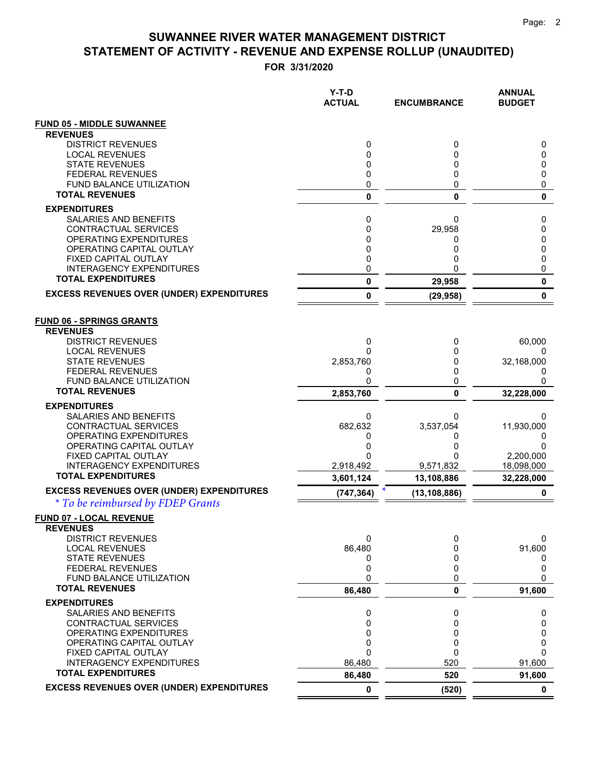# SUWANNEE RIVER WATER MANAGEMENT DISTRICT
# STATEMENT OF ACTIVITY - REVENUE AND EXPENSE ROLLUP (UNAUDITED)

**FOR 3/31/2020**

| | Y-T-D ACTUAL | ENCUMBRANCE | ANNUAL BUDGET |
|---|---|---|---|
| **FUND 05 - MIDDLE SUWANNEE** | | | |
| **REVENUES** | | | |
| DISTRICT REVENUES | 0 | 0 | 0 |
| LOCAL REVENUES | 0 | 0 | 0 |
| STATE REVENUES | 0 | 0 | 0 |
| FEDERAL REVENUES | 0 | 0 | 0 |
| FUND BALANCE UTILIZATION | 0 | 0 | 0 |
| **TOTAL REVENUES** | **0** | **0** | **0** |
| **EXPENDITURES** | | | |
| SALARIES AND BENEFITS | 0 | 0 | 0 |
| CONTRACTUAL SERVICES | 0 | 29,958 | 0 |
| OPERATING EXPENDITURES | 0 | 0 | 0 |
| OPERATING CAPITAL OUTLAY | 0 | 0 | 0 |
| FIXED CAPITAL OUTLAY | 0 | 0 | 0 |
| INTERAGENCY EXPENDITURES | 0 | 0 | 0 |
| **TOTAL EXPENDITURES** | **0** | **29,958** | **0** |
| **EXCESS REVENUES OVER (UNDER) EXPENDITURES** | **0** | **(29,958)** | **0** |
| **FUND 06 - SPRINGS GRANTS** | | | |
| **REVENUES** | | | |
| DISTRICT REVENUES | 0 | 0 | 60,000 |
| LOCAL REVENUES | 0 | 0 | 0 |
| STATE REVENUES | 2,853,760 | 0 | 32,168,000 |
| FEDERAL REVENUES | 0 | 0 | 0 |
| FUND BALANCE UTILIZATION | 0 | 0 | 0 |
| **TOTAL REVENUES** | **2,853,760** | **0** | **32,228,000** |
| **EXPENDITURES** | | | |
| SALARIES AND BENEFITS | 0 | 0 | 0 |
| CONTRACTUAL SERVICES | 682,632 | 3,537,054 | 11,930,000 |
| OPERATING EXPENDITURES | 0 | 0 | 0 |
| OPERATING CAPITAL OUTLAY | 0 | 0 | 0 |
| FIXED CAPITAL OUTLAY | 0 | 0 | 2,200,000 |
| INTERAGENCY EXPENDITURES | 2,918,492 | 9,571,832 | 18,098,000 |
| **TOTAL EXPENDITURES** | **3,601,124** | **13,108,886** | **32,228,000** |
| **EXCESS REVENUES OVER (UNDER) EXPENDITURES** | **(747,364)** * | **(13,108,886)** | **0** |
| **FUND 07 - LOCAL REVENUE** | | | |
| **REVENUES** | | | |
| DISTRICT REVENUES | 0 | 0 | 0 |
| LOCAL REVENUES | 86,480 | 0 | 91,600 |
| STATE REVENUES | 0 | 0 | 0 |
| FEDERAL REVENUES | 0 | 0 | 0 |
| FUND BALANCE UTILIZATION | 0 | 0 | 0 |
| **TOTAL REVENUES** | **86,480** | **0** | **91,600** |
| **EXPENDITURES** | | | |
| SALARIES AND BENEFITS | 0 | 0 | 0 |
| CONTRACTUAL SERVICES | 0 | 0 | 0 |
| OPERATING EXPENDITURES | 0 | 0 | 0 |
| OPERATING CAPITAL OUTLAY | 0 | 0 | 0 |
| FIXED CAPITAL OUTLAY | 0 | 0 | 0 |
| INTERAGENCY EXPENDITURES | 86,480 | 520 | 91,600 |
| **TOTAL EXPENDITURES** | **86,480** | **520** | **91,600** |
| **EXCESS REVENUES OVER (UNDER) EXPENDITURES** | **0** | **(520)** | **0** |

*\* To be reimbursed by FDEP Grants*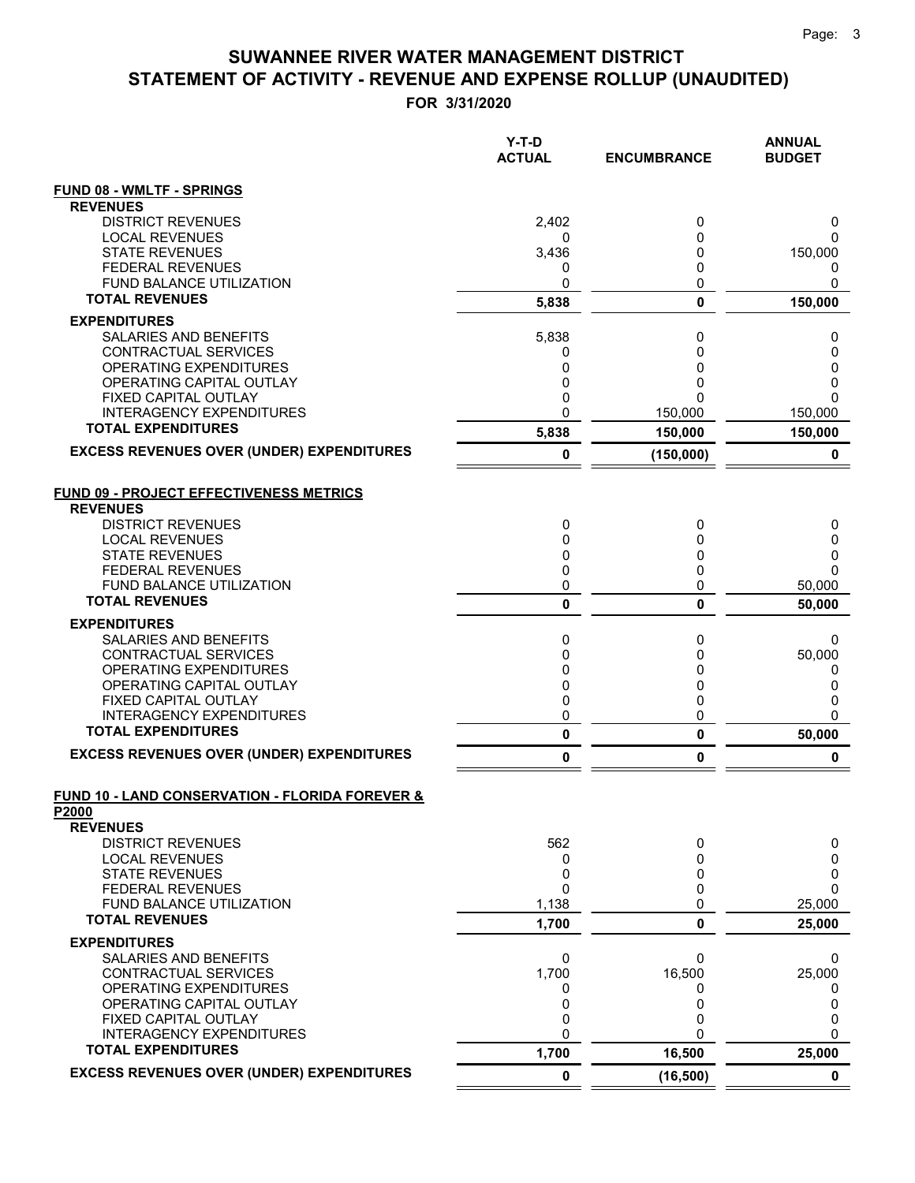# SUWANNEE RIVER WATER MANAGEMENT DISTRICT
# STATEMENT OF ACTIVITY - REVENUE AND EXPENSE ROLLUP (UNAUDITED)

**FOR 3/31/2020**

| | Y-T-D ACTUAL | ENCUMBRANCE | ANNUAL BUDGET |
|---|---|---|---|
| **FUND 08 - WMLTF - SPRINGS** | | | |
| **REVENUES** | | | |
| DISTRICT REVENUES | 2,402 | 0 | 0 |
| LOCAL REVENUES | 0 | 0 | 0 |
| STATE REVENUES | 3,436 | 0 | 150,000 |
| FEDERAL REVENUES | 0 | 0 | 0 |
| FUND BALANCE UTILIZATION | 0 | 0 | 0 |
| **TOTAL REVENUES** | **5,838** | **0** | **150,000** |
| **EXPENDITURES** | | | |
| SALARIES AND BENEFITS | 5,838 | 0 | 0 |
| CONTRACTUAL SERVICES | 0 | 0 | 0 |
| OPERATING EXPENDITURES | 0 | 0 | 0 |
| OPERATING CAPITAL OUTLAY | 0 | 0 | 0 |
| FIXED CAPITAL OUTLAY | 0 | 0 | 0 |
| INTERAGENCY EXPENDITURES | 0 | 150,000 | 150,000 |
| **TOTAL EXPENDITURES** | **5,838** | **150,000** | **150,000** |
| **EXCESS REVENUES OVER (UNDER) EXPENDITURES** | **0** | **(150,000)** | **0** |
| **FUND 09 - PROJECT EFFECTIVENESS METRICS** | | | |
| **REVENUES** | | | |
| DISTRICT REVENUES | 0 | 0 | 0 |
| LOCAL REVENUES | 0 | 0 | 0 |
| STATE REVENUES | 0 | 0 | 0 |
| FEDERAL REVENUES | 0 | 0 | 0 |
| FUND BALANCE UTILIZATION | 0 | 0 | 50,000 |
| **TOTAL REVENUES** | **0** | **0** | **50,000** |
| **EXPENDITURES** | | | |
| SALARIES AND BENEFITS | 0 | 0 | 0 |
| CONTRACTUAL SERVICES | 0 | 0 | 50,000 |
| OPERATING EXPENDITURES | 0 | 0 | 0 |
| OPERATING CAPITAL OUTLAY | 0 | 0 | 0 |
| FIXED CAPITAL OUTLAY | 0 | 0 | 0 |
| INTERAGENCY EXPENDITURES | 0 | 0 | 0 |
| **TOTAL EXPENDITURES** | **0** | **0** | **50,000** |
| **EXCESS REVENUES OVER (UNDER) EXPENDITURES** | **0** | **0** | **0** |
| **FUND 10 - LAND CONSERVATION - FLORIDA FOREVER & P2000** | | | |
| **REVENUES** | | | |
| DISTRICT REVENUES | 562 | 0 | 0 |
| LOCAL REVENUES | 0 | 0 | 0 |
| STATE REVENUES | 0 | 0 | 0 |
| FEDERAL REVENUES | 0 | 0 | 0 |
| FUND BALANCE UTILIZATION | 1,138 | 0 | 25,000 |
| **TOTAL REVENUES** | **1,700** | **0** | **25,000** |
| **EXPENDITURES** | | | |
| SALARIES AND BENEFITS | 0 | 0 | 0 |
| CONTRACTUAL SERVICES | 1,700 | 16,500 | 25,000 |
| OPERATING EXPENDITURES | 0 | 0 | 0 |
| OPERATING CAPITAL OUTLAY | 0 | 0 | 0 |
| FIXED CAPITAL OUTLAY | 0 | 0 | 0 |
| INTERAGENCY EXPENDITURES | 0 | 0 | 0 |
| **TOTAL EXPENDITURES** | **1,700** | **16,500** | **25,000** |
| **EXCESS REVENUES OVER (UNDER) EXPENDITURES** | **0** | **(16,500)** | **0** |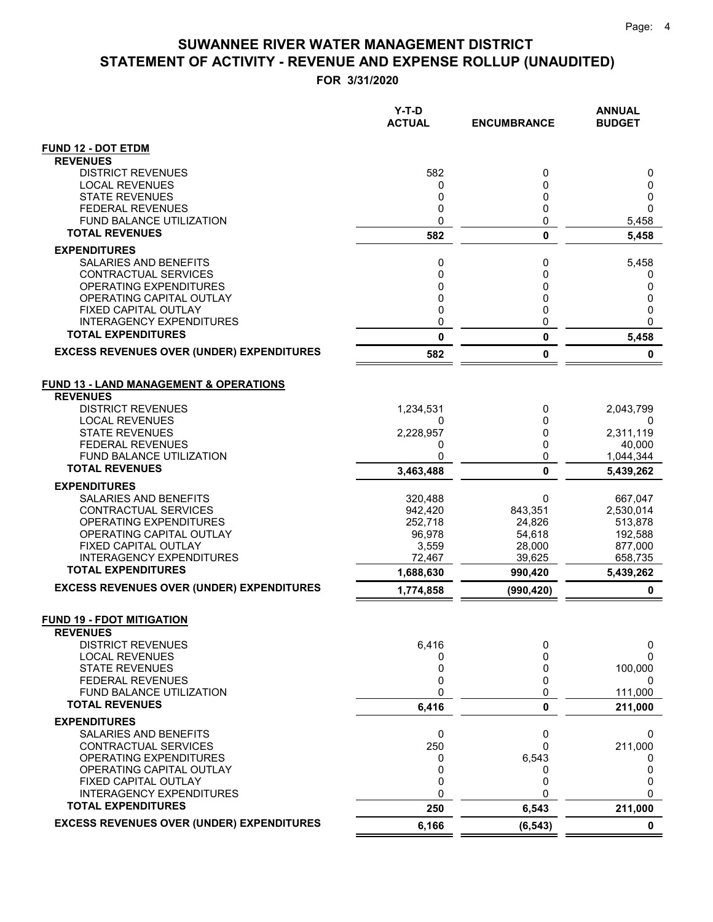# SUWANNEE RIVER WATER MANAGEMENT DISTRICT
# STATEMENT OF ACTIVITY - REVENUE AND EXPENSE ROLLUP (UNAUDITED)

**FOR 3/31/2020**

| | Y-T-D ACTUAL | ENCUMBRANCE | ANNUAL BUDGET |
|---|---|---|---|
| **FUND 12 - DOT ETDM** | | | |
| **REVENUES** | | | |
| DISTRICT REVENUES | 582 | 0 | 0 |
| LOCAL REVENUES | 0 | 0 | 0 |
| STATE REVENUES | 0 | 0 | 0 |
| FEDERAL REVENUES | 0 | 0 | 0 |
| FUND BALANCE UTILIZATION | 0 | 0 | 5,458 |
| **TOTAL REVENUES** | **582** | **0** | **5,458** |
| **EXPENDITURES** | | | |
| SALARIES AND BENEFITS | 0 | 0 | 5,458 |
| CONTRACTUAL SERVICES | 0 | 0 | 0 |
| OPERATING EXPENDITURES | 0 | 0 | 0 |
| OPERATING CAPITAL OUTLAY | 0 | 0 | 0 |
| FIXED CAPITAL OUTLAY | 0 | 0 | 0 |
| INTERAGENCY EXPENDITURES | 0 | 0 | 0 |
| **TOTAL EXPENDITURES** | **0** | **0** | **5,458** |
| **EXCESS REVENUES OVER (UNDER) EXPENDITURES** | **582** | **0** | **0** |
| **FUND 13 - LAND MANAGEMENT & OPERATIONS** | | | |
| **REVENUES** | | | |
| DISTRICT REVENUES | 1,234,531 | 0 | 2,043,799 |
| LOCAL REVENUES | 0 | 0 | 0 |
| STATE REVENUES | 2,228,957 | 0 | 2,311,119 |
| FEDERAL REVENUES | 0 | 0 | 40,000 |
| FUND BALANCE UTILIZATION | 0 | 0 | 1,044,344 |
| **TOTAL REVENUES** | **3,463,488** | **0** | **5,439,262** |
| **EXPENDITURES** | | | |
| SALARIES AND BENEFITS | 320,488 | 0 | 667,047 |
| CONTRACTUAL SERVICES | 942,420 | 843,351 | 2,530,014 |
| OPERATING EXPENDITURES | 252,718 | 24,826 | 513,878 |
| OPERATING CAPITAL OUTLAY | 96,978 | 54,618 | 192,588 |
| FIXED CAPITAL OUTLAY | 3,559 | 28,000 | 877,000 |
| INTERAGENCY EXPENDITURES | 72,467 | 39,625 | 658,735 |
| **TOTAL EXPENDITURES** | **1,688,630** | **990,420** | **5,439,262** |
| **EXCESS REVENUES OVER (UNDER) EXPENDITURES** | **1,774,858** | **(990,420)** | **0** |
| **FUND 19 - FDOT MITIGATION** | | | |
| **REVENUES** | | | |
| DISTRICT REVENUES | 6,416 | 0 | 0 |
| LOCAL REVENUES | 0 | 0 | 0 |
| STATE REVENUES | 0 | 0 | 100,000 |
| FEDERAL REVENUES | 0 | 0 | 0 |
| FUND BALANCE UTILIZATION | 0 | 0 | 111,000 |
| **TOTAL REVENUES** | **6,416** | **0** | **211,000** |
| **EXPENDITURES** | | | |
| SALARIES AND BENEFITS | 0 | 0 | 0 |
| CONTRACTUAL SERVICES | 250 | 0 | 211,000 |
| OPERATING EXPENDITURES | 0 | 6,543 | 0 |
| OPERATING CAPITAL OUTLAY | 0 | 0 | 0 |
| FIXED CAPITAL OUTLAY | 0 | 0 | 0 |
| INTERAGENCY EXPENDITURES | 0 | 0 | 0 |
| **TOTAL EXPENDITURES** | **250** | **6,543** | **211,000** |
| **EXCESS REVENUES OVER (UNDER) EXPENDITURES** | **6,166** | **(6,543)** | **0** |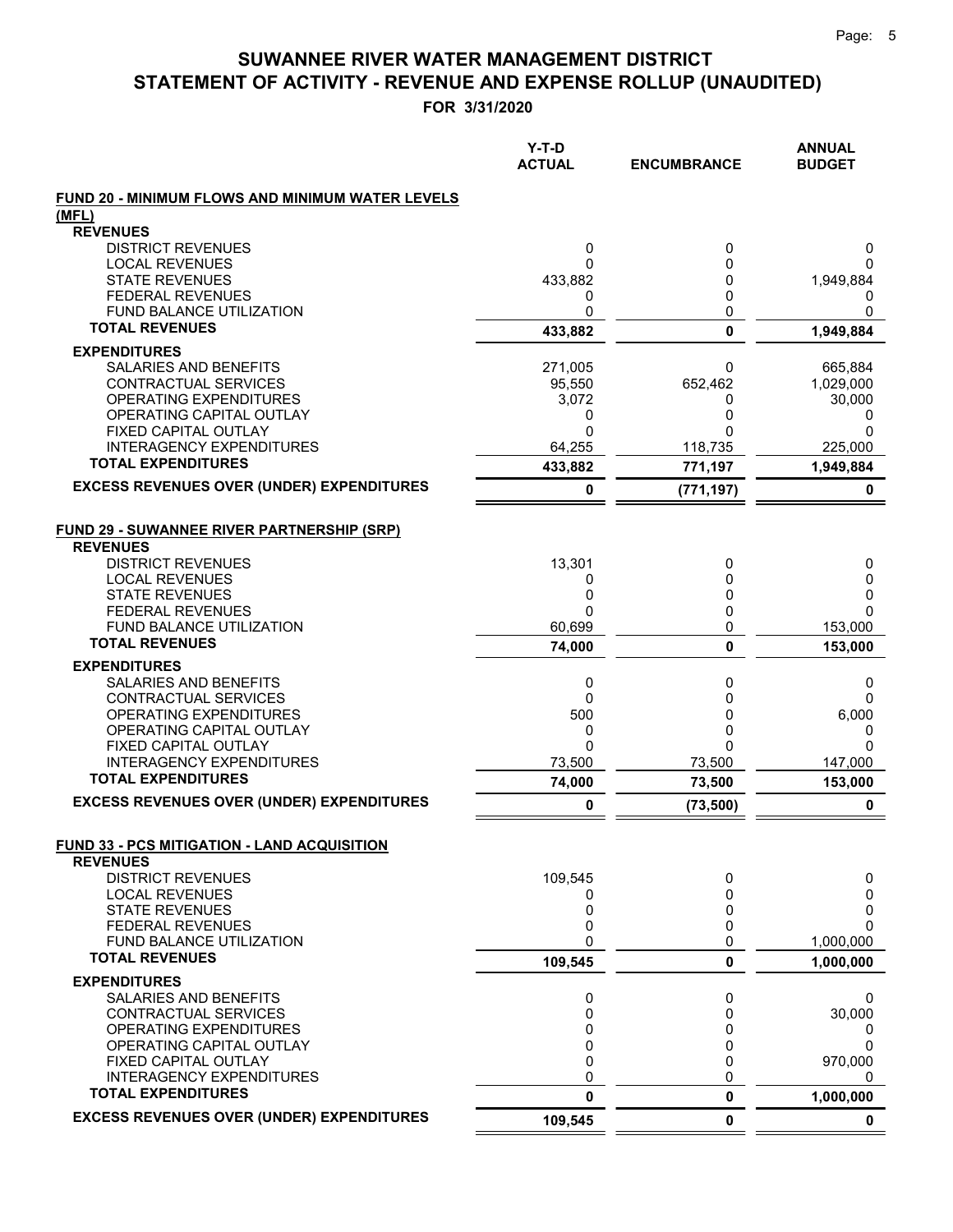# SUWANNEE RIVER WATER MANAGEMENT DISTRICT
# STATEMENT OF ACTIVITY - REVENUE AND EXPENSE ROLLUP (UNAUDITED)

**FOR 3/31/2020**

| | Y-T-D ACTUAL | ENCUMBRANCE | ANNUAL BUDGET |
|---|---|---|---|
| **FUND 20 - MINIMUM FLOWS AND MINIMUM WATER LEVELS (MFL)** | | | |
| **REVENUES** | | | |
| DISTRICT REVENUES | 0 | 0 | 0 |
| LOCAL REVENUES | 0 | 0 | 0 |
| STATE REVENUES | 433,882 | 0 | 1,949,884 |
| FEDERAL REVENUES | 0 | 0 | 0 |
| FUND BALANCE UTILIZATION | 0 | 0 | 0 |
| **TOTAL REVENUES** | **433,882** | **0** | **1,949,884** |
| **EXPENDITURES** | | | |
| SALARIES AND BENEFITS | 271,005 | 0 | 665,884 |
| CONTRACTUAL SERVICES | 95,550 | 652,462 | 1,029,000 |
| OPERATING EXPENDITURES | 3,072 | 0 | 30,000 |
| OPERATING CAPITAL OUTLAY | 0 | 0 | 0 |
| FIXED CAPITAL OUTLAY | 0 | 0 | 0 |
| INTERAGENCY EXPENDITURES | 64,255 | 118,735 | 225,000 |
| **TOTAL EXPENDITURES** | **433,882** | **771,197** | **1,949,884** |
| **EXCESS REVENUES OVER (UNDER) EXPENDITURES** | **0** | **(771,197)** | **0** |
| **FUND 29 - SUWANNEE RIVER PARTNERSHIP (SRP)** | | | |
| **REVENUES** | | | |
| DISTRICT REVENUES | 13,301 | 0 | 0 |
| LOCAL REVENUES | 0 | 0 | 0 |
| STATE REVENUES | 0 | 0 | 0 |
| FEDERAL REVENUES | 0 | 0 | 0 |
| FUND BALANCE UTILIZATION | 60,699 | 0 | 153,000 |
| **TOTAL REVENUES** | **74,000** | **0** | **153,000** |
| **EXPENDITURES** | | | |
| SALARIES AND BENEFITS | 0 | 0 | 0 |
| CONTRACTUAL SERVICES | 0 | 0 | 0 |
| OPERATING EXPENDITURES | 500 | 0 | 6,000 |
| OPERATING CAPITAL OUTLAY | 0 | 0 | 0 |
| FIXED CAPITAL OUTLAY | 0 | 0 | 0 |
| INTERAGENCY EXPENDITURES | 73,500 | 73,500 | 147,000 |
| **TOTAL EXPENDITURES** | **74,000** | **73,500** | **153,000** |
| **EXCESS REVENUES OVER (UNDER) EXPENDITURES** | **0** | **(73,500)** | **0** |
| **FUND 33 - PCS MITIGATION - LAND ACQUISITION** | | | |
| **REVENUES** | | | |
| DISTRICT REVENUES | 109,545 | 0 | 0 |
| LOCAL REVENUES | 0 | 0 | 0 |
| STATE REVENUES | 0 | 0 | 0 |
| FEDERAL REVENUES | 0 | 0 | 0 |
| FUND BALANCE UTILIZATION | 0 | 0 | 1,000,000 |
| **TOTAL REVENUES** | **109,545** | **0** | **1,000,000** |
| **EXPENDITURES** | | | |
| SALARIES AND BENEFITS | 0 | 0 | 0 |
| CONTRACTUAL SERVICES | 0 | 0 | 30,000 |
| OPERATING EXPENDITURES | 0 | 0 | 0 |
| OPERATING CAPITAL OUTLAY | 0 | 0 | 0 |
| FIXED CAPITAL OUTLAY | 0 | 0 | 970,000 |
| INTERAGENCY EXPENDITURES | 0 | 0 | 0 |
| **TOTAL EXPENDITURES** | **0** | **0** | **1,000,000** |
| **EXCESS REVENUES OVER (UNDER) EXPENDITURES** | **109,545** | **0** | **0** |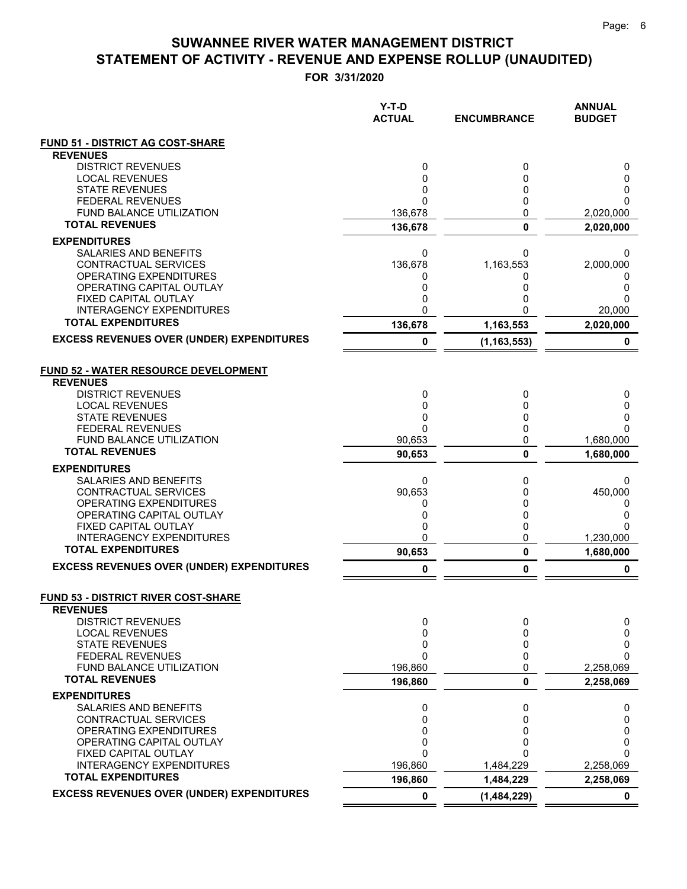# SUWANNEE RIVER WATER MANAGEMENT DISTRICT
## STATEMENT OF ACTIVITY - REVENUE AND EXPENSE ROLLUP (UNAUDITED)
**FOR 3/31/2020**

| | Y-T-D ACTUAL | ENCUMBRANCE | ANNUAL BUDGET |
|---|---|---|---|
| **FUND 51 - DISTRICT AG COST-SHARE** | | | |
| **REVENUES** | | | |
| DISTRICT REVENUES | 0 | 0 | 0 |
| LOCAL REVENUES | 0 | 0 | 0 |
| STATE REVENUES | 0 | 0 | 0 |
| FEDERAL REVENUES | 0 | 0 | 0 |
| FUND BALANCE UTILIZATION | 136,678 | 0 | 2,020,000 |
| **TOTAL REVENUES** | **136,678** | **0** | **2,020,000** |
| **EXPENDITURES** | | | |
| SALARIES AND BENEFITS | 0 | 0 | 0 |
| CONTRACTUAL SERVICES | 136,678 | 1,163,553 | 2,000,000 |
| OPERATING EXPENDITURES | 0 | 0 | 0 |
| OPERATING CAPITAL OUTLAY | 0 | 0 | 0 |
| FIXED CAPITAL OUTLAY | 0 | 0 | 0 |
| INTERAGENCY EXPENDITURES | 0 | 0 | 20,000 |
| **TOTAL EXPENDITURES** | **136,678** | **1,163,553** | **2,020,000** |
| **EXCESS REVENUES OVER (UNDER) EXPENDITURES** | **0** | **(1,163,553)** | **0** |
| **FUND 52 - WATER RESOURCE DEVELOPMENT** | | | |
| **REVENUES** | | | |
| DISTRICT REVENUES | 0 | 0 | 0 |
| LOCAL REVENUES | 0 | 0 | 0 |
| STATE REVENUES | 0 | 0 | 0 |
| FEDERAL REVENUES | 0 | 0 | 0 |
| FUND BALANCE UTILIZATION | 90,653 | 0 | 1,680,000 |
| **TOTAL REVENUES** | **90,653** | **0** | **1,680,000** |
| **EXPENDITURES** | | | |
| SALARIES AND BENEFITS | 0 | 0 | 0 |
| CONTRACTUAL SERVICES | 90,653 | 0 | 450,000 |
| OPERATING EXPENDITURES | 0 | 0 | 0 |
| OPERATING CAPITAL OUTLAY | 0 | 0 | 0 |
| FIXED CAPITAL OUTLAY | 0 | 0 | 0 |
| INTERAGENCY EXPENDITURES | 0 | 0 | 1,230,000 |
| **TOTAL EXPENDITURES** | **90,653** | **0** | **1,680,000** |
| **EXCESS REVENUES OVER (UNDER) EXPENDITURES** | **0** | **0** | **0** |
| **FUND 53 - DISTRICT RIVER COST-SHARE** | | | |
| **REVENUES** | | | |
| DISTRICT REVENUES | 0 | 0 | 0 |
| LOCAL REVENUES | 0 | 0 | 0 |
| STATE REVENUES | 0 | 0 | 0 |
| FEDERAL REVENUES | 0 | 0 | 0 |
| FUND BALANCE UTILIZATION | 196,860 | 0 | 2,258,069 |
| **TOTAL REVENUES** | **196,860** | **0** | **2,258,069** |
| **EXPENDITURES** | | | |
| SALARIES AND BENEFITS | 0 | 0 | 0 |
| CONTRACTUAL SERVICES | 0 | 0 | 0 |
| OPERATING EXPENDITURES | 0 | 0 | 0 |
| OPERATING CAPITAL OUTLAY | 0 | 0 | 0 |
| FIXED CAPITAL OUTLAY | 0 | 0 | 0 |
| INTERAGENCY EXPENDITURES | 196,860 | 1,484,229 | 2,258,069 |
| **TOTAL EXPENDITURES** | **196,860** | **1,484,229** | **2,258,069** |
| **EXCESS REVENUES OVER (UNDER) EXPENDITURES** | **0** | **(1,484,229)** | **0** |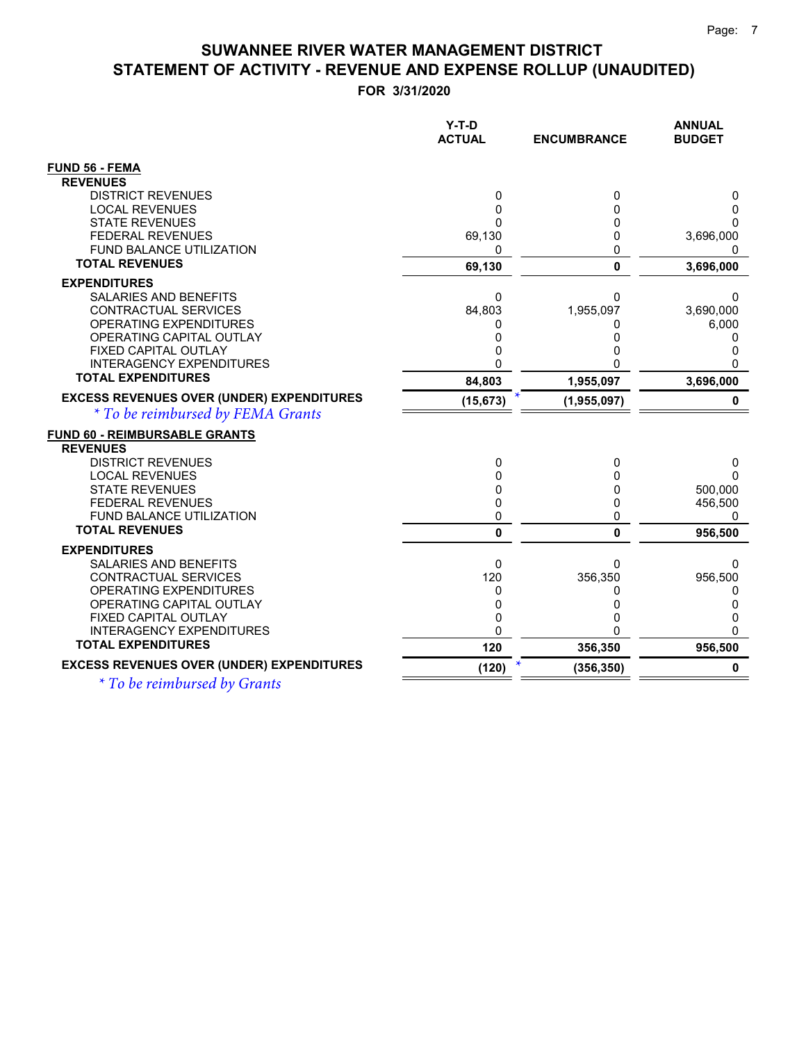# SUWANNEE RIVER WATER MANAGEMENT DISTRICT
## STATEMENT OF ACTIVITY - REVENUE AND EXPENSE ROLLUP (UNAUDITED)
### FOR 3/31/2020

| | Y-T-D ACTUAL | ENCUMBRANCE | ANNUAL BUDGET |
|---|---|---|---|
| **FUND 56 - FEMA** | | | |
| **REVENUES** | | | |
| DISTRICT REVENUES | 0 | 0 | 0 |
| LOCAL REVENUES | 0 | 0 | 0 |
| STATE REVENUES | 0 | 0 | 0 |
| FEDERAL REVENUES | 69,130 | 0 | 3,696,000 |
| FUND BALANCE UTILIZATION | 0 | 0 | 0 |
| **TOTAL REVENUES** | **69,130** | **0** | **3,696,000** |
| **EXPENDITURES** | | | |
| SALARIES AND BENEFITS | 0 | 0 | 0 |
| CONTRACTUAL SERVICES | 84,803 | 1,955,097 | 3,690,000 |
| OPERATING EXPENDITURES | 0 | 0 | 6,000 |
| OPERATING CAPITAL OUTLAY | 0 | 0 | 0 |
| FIXED CAPITAL OUTLAY | 0 | 0 | 0 |
| INTERAGENCY EXPENDITURES | 0 | 0 | 0 |
| **TOTAL EXPENDITURES** | **84,803** | **1,955,097** | **3,696,000** |
| **EXCESS REVENUES OVER (UNDER) EXPENDITURES** | **(15,673)** * | **(1,955,097)** | **0** |

*\* To be reimbursed by FEMA Grants*

| | Y-T-D ACTUAL | ENCUMBRANCE | ANNUAL BUDGET |
|---|---|---|---|
| **FUND 60 - REIMBURSABLE GRANTS** | | | |
| **REVENUES** | | | |
| DISTRICT REVENUES | 0 | 0 | 0 |
| LOCAL REVENUES | 0 | 0 | 0 |
| STATE REVENUES | 0 | 0 | 500,000 |
| FEDERAL REVENUES | 0 | 0 | 456,500 |
| FUND BALANCE UTILIZATION | 0 | 0 | 0 |
| **TOTAL REVENUES** | **0** | **0** | **956,500** |
| **EXPENDITURES** | | | |
| SALARIES AND BENEFITS | 0 | 0 | 0 |
| CONTRACTUAL SERVICES | 120 | 356,350 | 956,500 |
| OPERATING EXPENDITURES | 0 | 0 | 0 |
| OPERATING CAPITAL OUTLAY | 0 | 0 | 0 |
| FIXED CAPITAL OUTLAY | 0 | 0 | 0 |
| INTERAGENCY EXPENDITURES | 0 | 0 | 0 |
| **TOTAL EXPENDITURES** | **120** | **356,350** | **956,500** |
| **EXCESS REVENUES OVER (UNDER) EXPENDITURES** | **(120)** * | **(356,350)** | **0** |

*\* To be reimbursed by Grants*